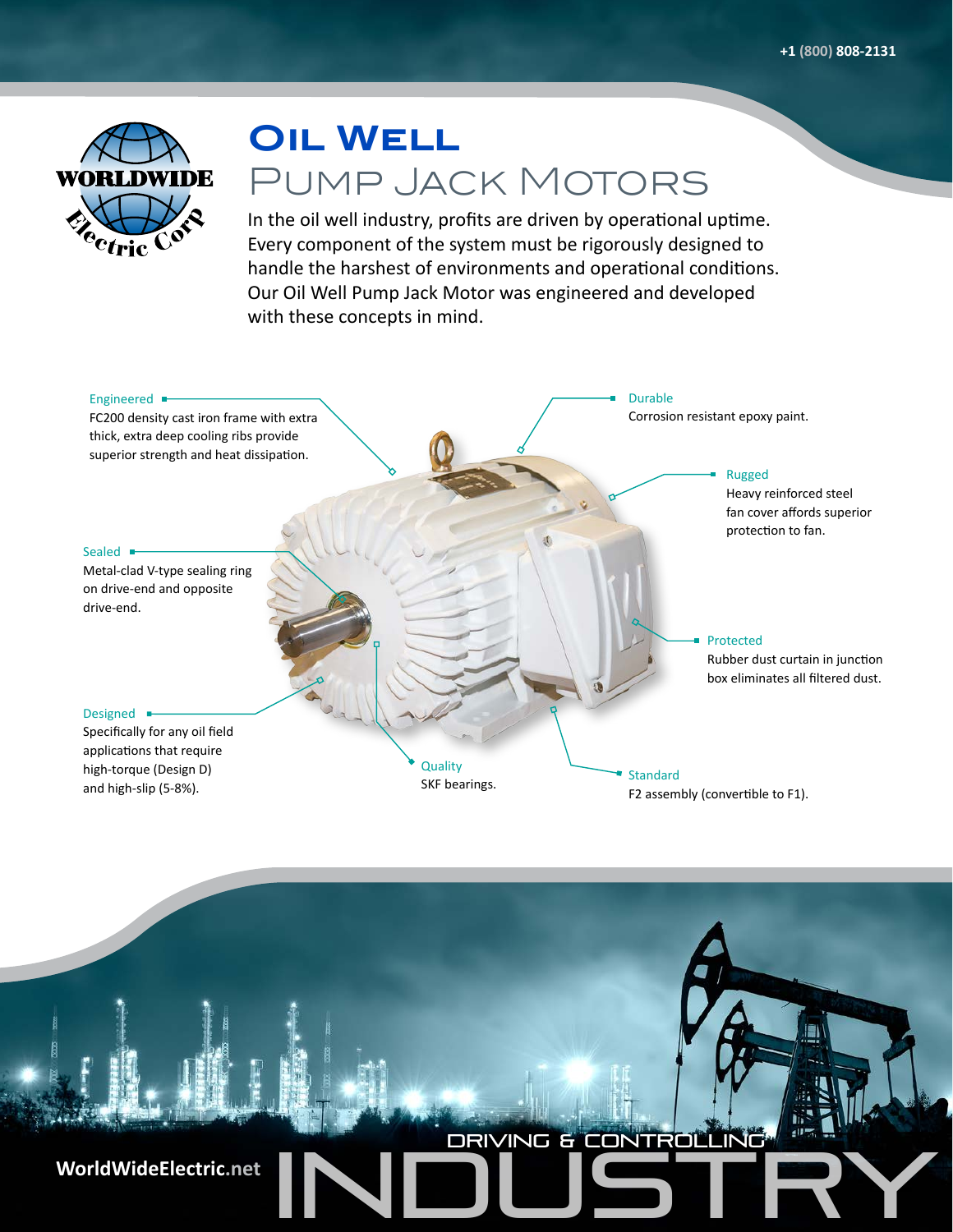+1 (800) 808-2131

WORLDWIDE Electric Corp

# Oil Well
## Pump Jack Motors

In the oil well industry, profits are driven by operational uptime. Every component of the system must be rigorously designed to handle the harshest of environments and operational conditions. Our Oil Well Pump Jack Motor was engineered and developed with these concepts in mind.

**Engineered**
FC200 density cast iron frame with extra thick, extra deep cooling ribs provide superior strength and heat dissipation.

**Durable**
Corrosion resistant epoxy paint.

**Rugged**
Heavy reinforced steel fan cover affords superior protection to fan.

**Sealed**
Metal-clad V-type sealing ring on drive-end and opposite drive-end.

**Protected**
Rubber dust curtain in junction box eliminates all filtered dust.

**Designed**
Specifically for any oil field applications that require high-torque (Design D) and high-slip (5-8%).

**Quality**
SKF bearings.

**Standard**
F2 assembly (convertible to F1).

WorldWideElectric.net

DRIVING & CONTROLLING INDUSTRY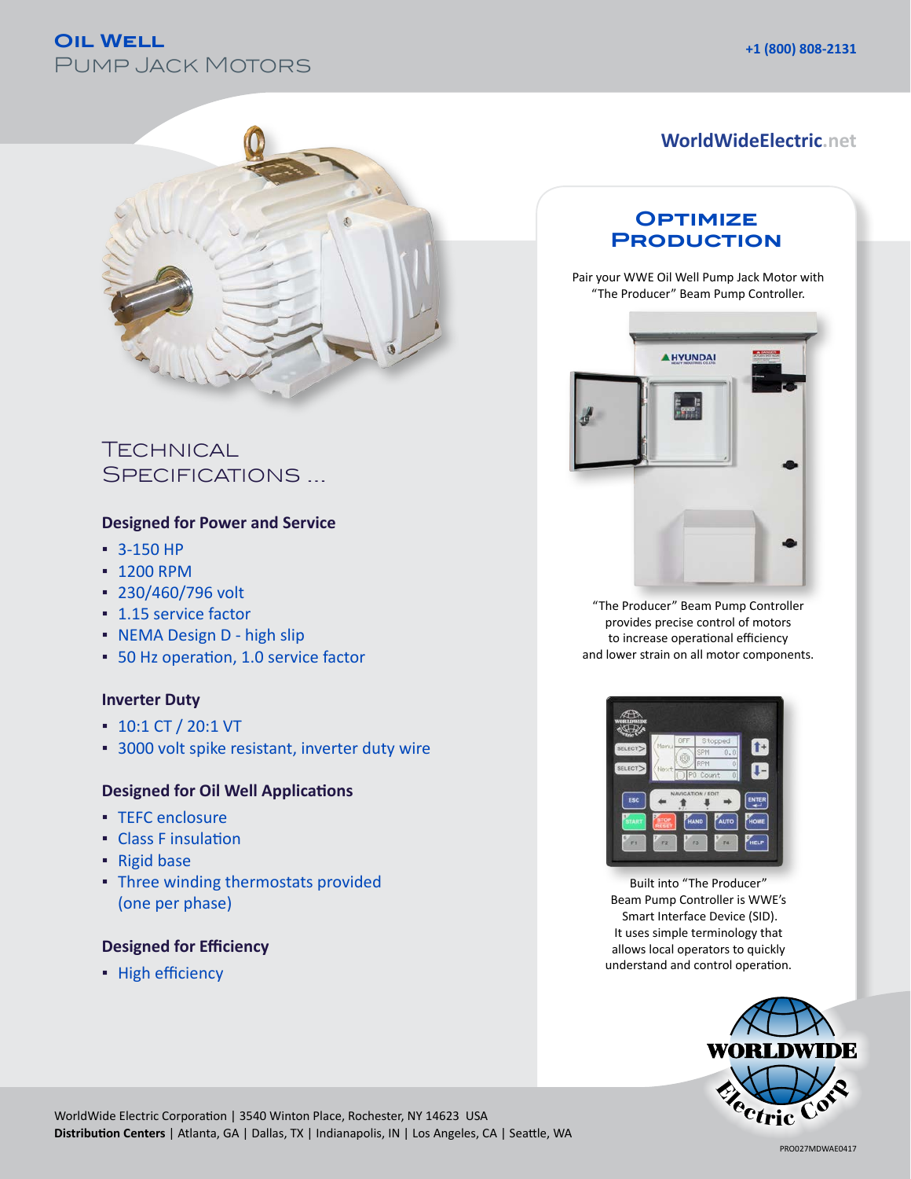# Oil Well
## Pump Jack Motors

+1 (800) 808-2131

WorldWideElectric.net

## Technical Specifications ...

### Designed for Power and Service

- 3-150 HP
- 1200 RPM
- 230/460/796 volt
- 1.15 service factor
- NEMA Design D - high slip
- 50 Hz operation, 1.0 service factor

### Inverter Duty

- 10:1 CT / 20:1 VT
- 3000 volt spike resistant, inverter duty wire

### Designed for Oil Well Applications

- TEFC enclosure
- Class F insulation
- Rigid base
- Three winding thermostats provided (one per phase)

### Designed for Efficiency

- High efficiency

## Optimize Production

Pair your WWE Oil Well Pump Jack Motor with "The Producer" Beam Pump Controller.

"The Producer" Beam Pump Controller provides precise control of motors to increase operational efficiency and lower strain on all motor components.

Built into "The Producer" Beam Pump Controller is WWE's Smart Interface Device (SID). It uses simple terminology that allows local operators to quickly understand and control operation.

WorldWide Electric Corporation | 3540 Winton Place, Rochester, NY 14623 USA
**Distribution Centers** | Atlanta, GA | Dallas, TX | Indianapolis, IN | Los Angeles, CA | Seattle, WA

PRO027MDWAE0417